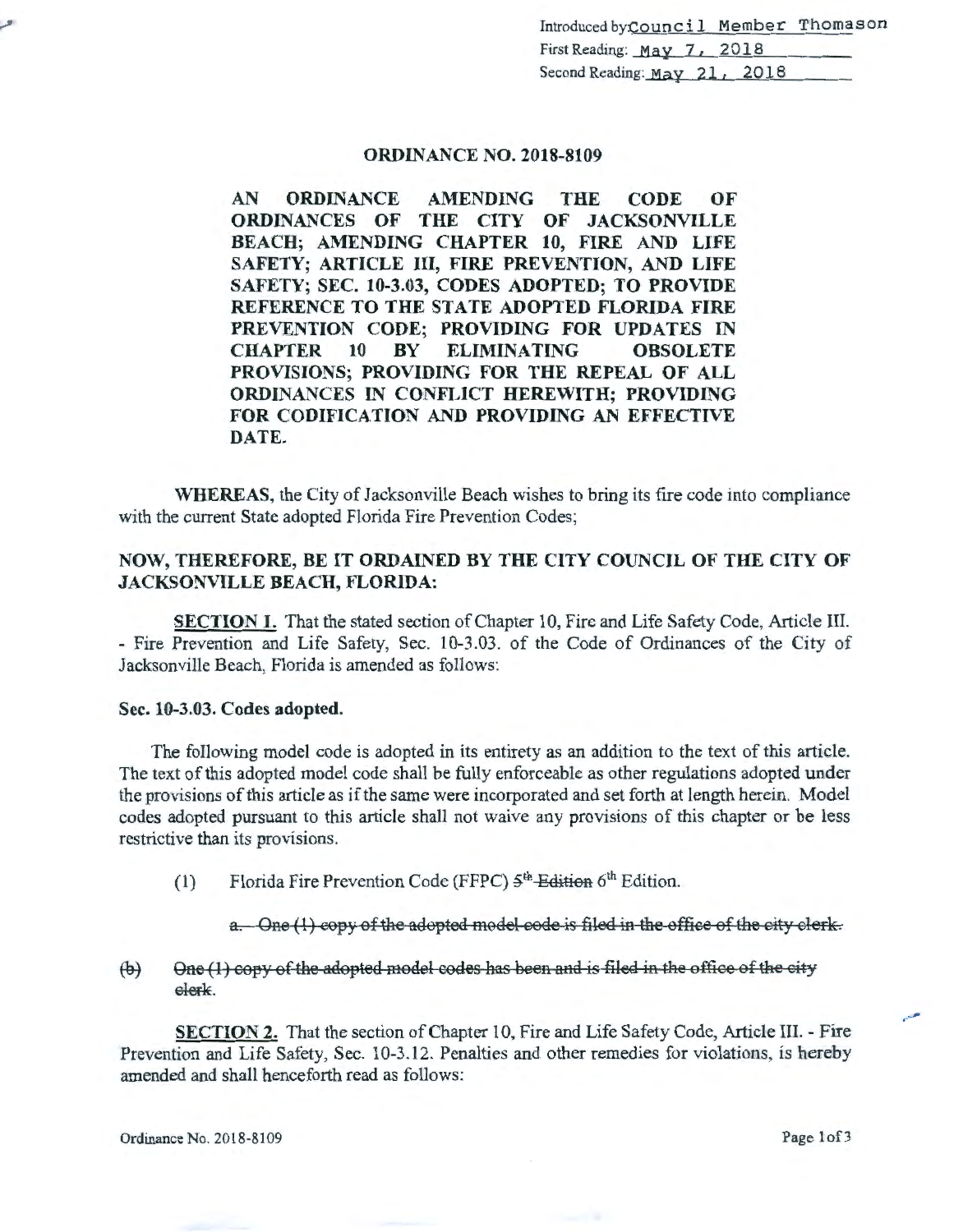Introduced by Council Member Thomason
First Reading: May 7, 2018
Second Reading: May 21, 2018

# ORDINANCE NO. 2018-8109

**AN ORDINANCE AMENDING THE CODE OF ORDINANCES OF THE CITY OF JACKSONVILLE BEACH; AMENDING CHAPTER 10, FIRE AND LIFE SAFETY; ARTICLE III, FIRE PREVENTION, AND LIFE SAFETY; SEC. 10-3.03, CODES ADOPTED; TO PROVIDE REFERENCE TO THE STATE ADOPTED FLORIDA FIRE PREVENTION CODE; PROVIDING FOR UPDATES IN CHAPTER 10 BY ELIMINATING OBSOLETE PROVISIONS; PROVIDING FOR THE REPEAL OF ALL ORDINANCES IN CONFLICT HEREWITH; PROVIDING FOR CODIFICATION AND PROVIDING AN EFFECTIVE DATE.**

**WHEREAS**, the City of Jacksonville Beach wishes to bring its fire code into compliance with the current State adopted Florida Fire Prevention Codes;

**NOW, THEREFORE, BE IT ORDAINED BY THE CITY COUNCIL OF THE CITY OF JACKSONVILLE BEACH, FLORIDA:**

**SECTION I.** That the stated section of Chapter 10, Fire and Life Safety Code, Article III. - Fire Prevention and Life Safety, Sec. 10-3.03. of the Code of Ordinances of the City of Jacksonville Beach, Florida is amended as follows:

**Sec. 10-3.03. Codes adopted.**

The following model code is adopted in its entirety as an addition to the text of this article. The text of this adopted model code shall be fully enforceable as other regulations adopted under the provisions of this article as if the same were incorporated and set forth at length herein. Model codes adopted pursuant to this article shall not waive any provisions of this chapter or be less restrictive than its provisions.

(1) Florida Fire Prevention Code (FFPC) ~~5th Edition~~ 6th Edition.

~~a. One (1) copy of the adopted model code is filed in the office of the city clerk.~~

~~(b) One (1) copy of the adopted model codes has been and is filed in the office of the city clerk.~~

**SECTION 2.** That the section of Chapter 10, Fire and Life Safety Code, Article III. - Fire Prevention and Life Safety, Sec. 10-3.12. Penalties and other remedies for violations, is hereby amended and shall henceforth read as follows: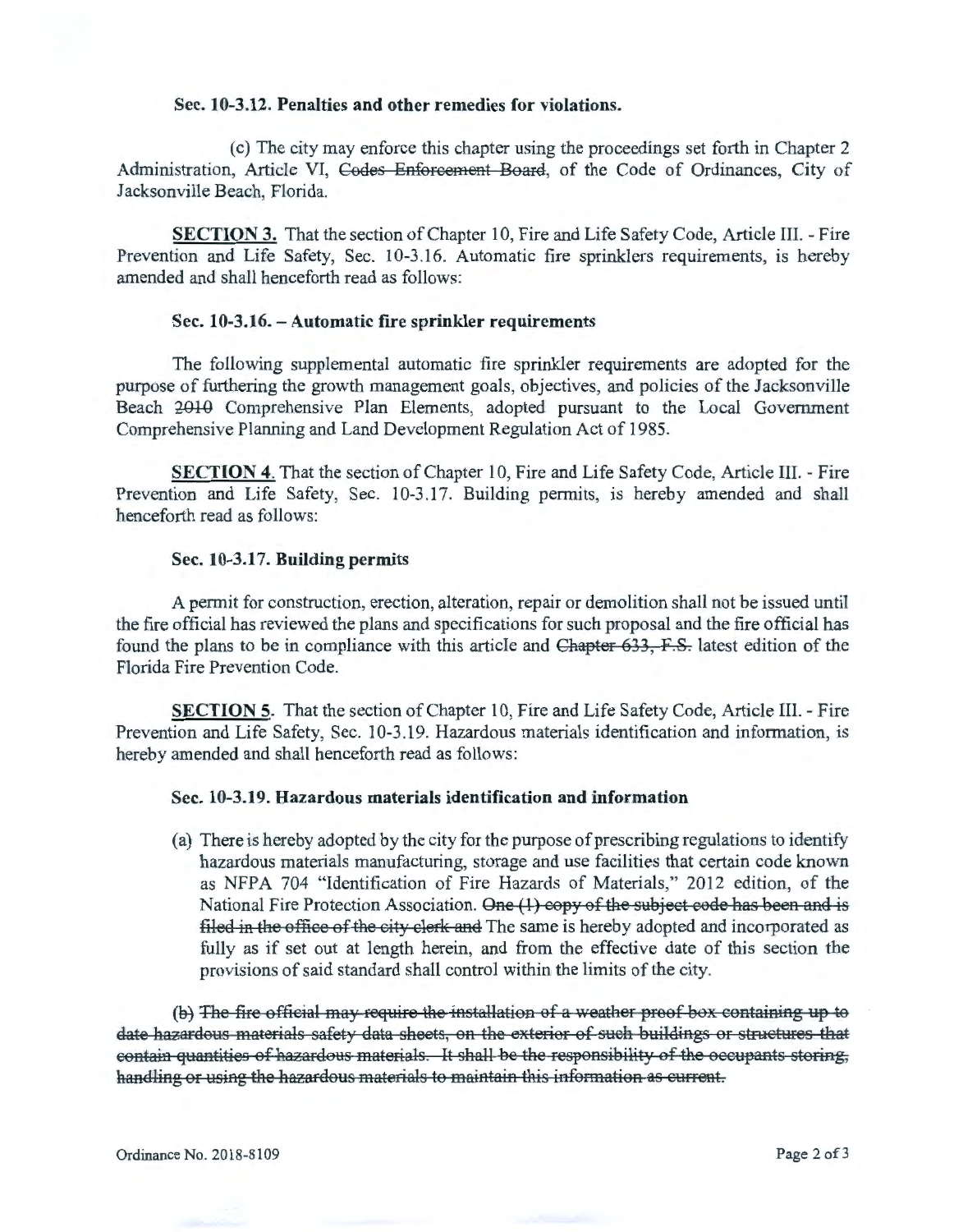**Sec. 10-3.12. Penalties and other remedies for violations.**

(c) The city may enforce this chapter using the proceedings set forth in Chapter 2 Administration, Article VI, ~~Codes Enforcement Board~~, of the Code of Ordinances, City of Jacksonville Beach, Florida.

**SECTION 3.** That the section of Chapter 10, Fire and Life Safety Code, Article III. - Fire Prevention and Life Safety, Sec. 10-3.16. Automatic fire sprinklers requirements, is hereby amended and shall henceforth read as follows:

**Sec. 10-3.16. – Automatic fire sprinkler requirements**

The following supplemental automatic fire sprinkler requirements are adopted for the purpose of furthering the growth management goals, objectives, and policies of the Jacksonville Beach ~~2010~~ Comprehensive Plan Elements, adopted pursuant to the Local Government Comprehensive Planning and Land Development Regulation Act of 1985.

**SECTION 4.** That the section of Chapter 10, Fire and Life Safety Code, Article III. - Fire Prevention and Life Safety, Sec. 10-3.17. Building permits, is hereby amended and shall henceforth read as follows:

**Sec. 10-3.17. Building permits**

A permit for construction, erection, alteration, repair or demolition shall not be issued until the fire official has reviewed the plans and specifications for such proposal and the fire official has found the plans to be in compliance with this article and ~~Chapter 633, F.S.~~ latest edition of the Florida Fire Prevention Code.

**SECTION 5.** That the section of Chapter 10, Fire and Life Safety Code, Article III. - Fire Prevention and Life Safety, Sec. 10-3.19. Hazardous materials identification and information, is hereby amended and shall henceforth read as follows:

**Sec. 10-3.19. Hazardous materials identification and information**

(a) There is hereby adopted by the city for the purpose of prescribing regulations to identify hazardous materials manufacturing, storage and use facilities that certain code known as NFPA 704 "Identification of Fire Hazards of Materials," 2012 edition, of the National Fire Protection Association. ~~One (1) copy of the subject code has been and is filed in the office of the city clerk and~~ The same is hereby adopted and incorporated as fully as if set out at length herein, and from the effective date of this section the provisions of said standard shall control within the limits of the city.

~~(b) The fire official may require the installation of a weather proof box containing up to date hazardous materials safety data sheets, on the exterior of such buildings or structures that contain quantities of hazardous materials. It shall be the responsibility of the occupants storing, handling or using the hazardous materials to maintain this information as current.~~

Ordinance No. 2018-8109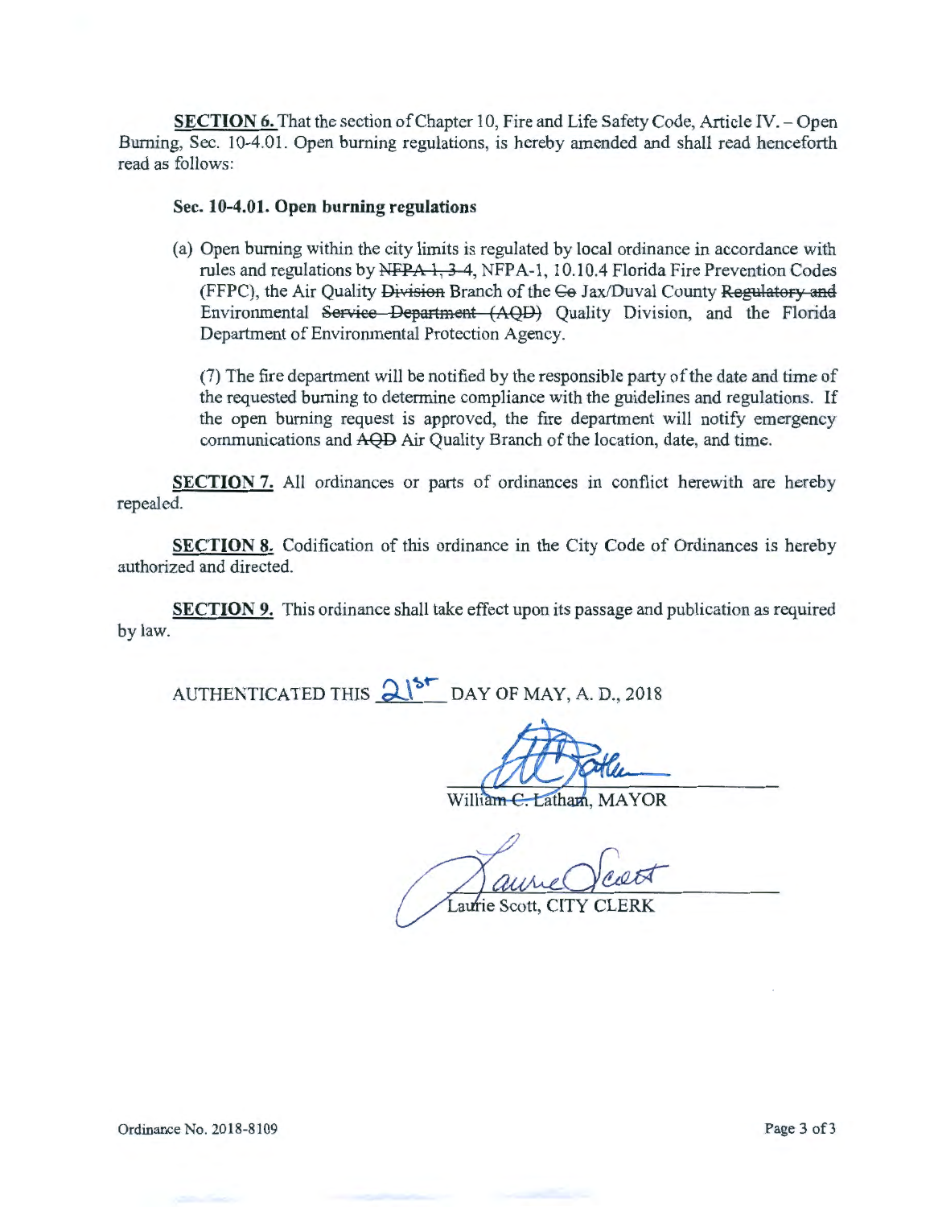**SECTION 6.** That the section of Chapter 10, Fire and Life Safety Code, Article IV. – Open Burning, Sec. 10-4.01. Open burning regulations, is hereby amended and shall read henceforth read as follows:

**Sec. 10-4.01. Open burning regulations**

(a) Open burning within the city limits is regulated by local ordinance in accordance with rules and regulations by ~~NFPA-1, 3-4~~, NFPA-1, 10.10.4 Florida Fire Prevention Codes (FFPC), the Air Quality ~~Division~~ Branch of the ~~Co~~ Jax/Duval County ~~Regulatory and~~ Environmental ~~Service Department (AQD)~~ Quality Division, and the Florida Department of Environmental Protection Agency.

(7) The fire department will be notified by the responsible party of the date and time of the requested burning to determine compliance with the guidelines and regulations. If the open burning request is approved, the fire department will notify emergency communications and ~~AQD~~ Air Quality Branch of the location, date, and time.

**SECTION 7.** All ordinances or parts of ordinances in conflict herewith are hereby repealed.

**SECTION 8.** Codification of this ordinance in the City Code of Ordinances is hereby authorized and directed.

**SECTION 9.** This ordinance shall take effect upon its passage and publication as required by law.

AUTHENTICATED THIS 21st DAY OF MAY, A. D., 2018

William C. Latham, MAYOR

Laurie Scott, CITY CLERK

Ordinance No. 2018-8109